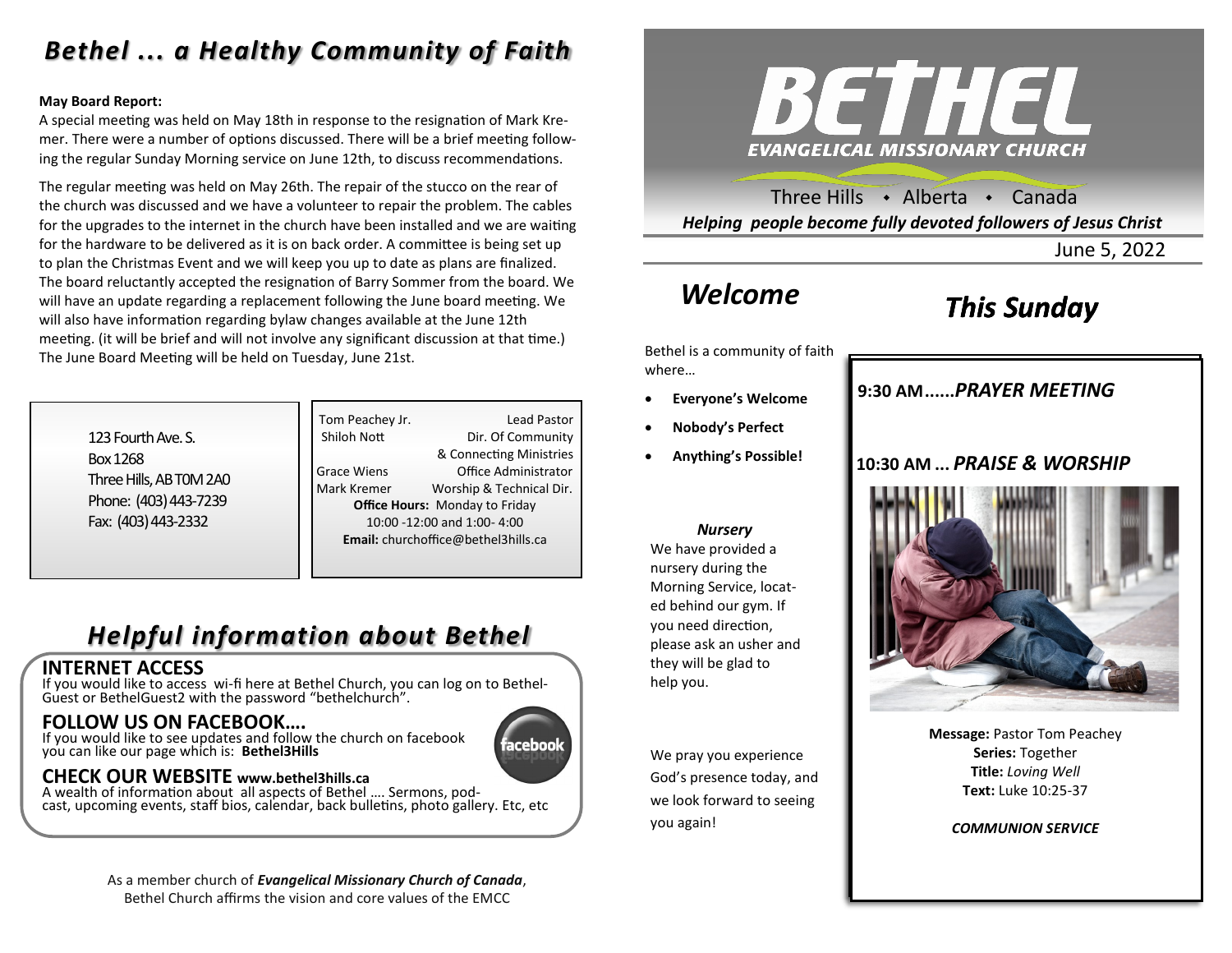# *Bethel ... a Healthy Community of Faith*

**May Board Report:**

A special meeting was held on May 18th in response to the resignation of Mark Kremer. There were a number of options discussed. There will be a brief meeting following the regular Sunday Morning service on June 12th, to discuss recommendations.

The regular meeting was held on May 26th. The repair of the stucco on the rear of the church was discussed and we have a volunteer to repair the problem. The cables for the upgrades to the internet in the church have been installed and we are waiting for the hardware to be delivered as it is on back order. A committee is being set up to plan the Christmas Event and we will keep you up to date as plans are finalized. The board reluctantly accepted the resignation of Barry Sommer from the board. We will have an update regarding a replacement following the June board meeting. We will also have information regarding bylaw changes available at the June 12th meeting. (it will be brief and will not involve any significant discussion at that time.) The June Board Meeting will be held on Tuesday, June 21st.

123 Fourth Ave. S.
Box 1268
Three Hills, AB T0M 2A0
Phone: (403) 443-7239
Fax: (403) 443-2332

| | |
|---|---|
| Tom Peachey Jr. | Lead Pastor |
| Shiloh Nott | Dir. Of Community & Connecting Ministries |
| Grace Wiens | Office Administrator |
| Mark Kremer | Worship & Technical Dir. |

**Office Hours:** Monday to Friday
10:00 -12:00 and 1:00- 4:00
**Email:** churchoffice@bethel3hills.ca

# *Helpful information about Bethel*

## INTERNET ACCESS

If you would like to access wi-fi here at Bethel Church, you can log on to Bethel-Guest or BethelGuest2 with the password "bethelchurch".

## FOLLOW US ON FACEBOOK....

If you would like to see updates and follow the church on facebook you can like our page which is: **Bethel3Hills**

## CHECK OUR WEBSITE www.bethel3hills.ca

A wealth of information about all aspects of Bethel .... Sermons, podcast, upcoming events, staff bios, calendar, back bulletins, photo gallery. Etc, etc

As a member church of ***Evangelical Missionary Church of Canada***, Bethel Church affirms the vision and core values of the EMCC

# BETHEL

**EVANGELICAL MISSIONARY CHURCH**

Three Hills • Alberta • Canada

***Helping people become fully devoted followers of Jesus Christ***

June 5, 2022

# *Welcome*

Bethel is a community of faith where…

- **Everyone's Welcome**
- **Nobody's Perfect**
- **Anything's Possible!**

***Nursery***

We have provided a nursery during the Morning Service, located behind our gym. If you need direction, please ask an usher and they will be glad to help you.

We pray you experience God's presence today, and we look forward to seeing you again!

# *This Sunday*

**9:30 AM......*PRAYER MEETING***

**10:30 AM ... *PRAISE & WORSHIP***

**Message:** Pastor Tom Peachey
**Series:** Together
**Title:** *Loving Well*
**Text:** Luke 10:25-37

***COMMUNION SERVICE***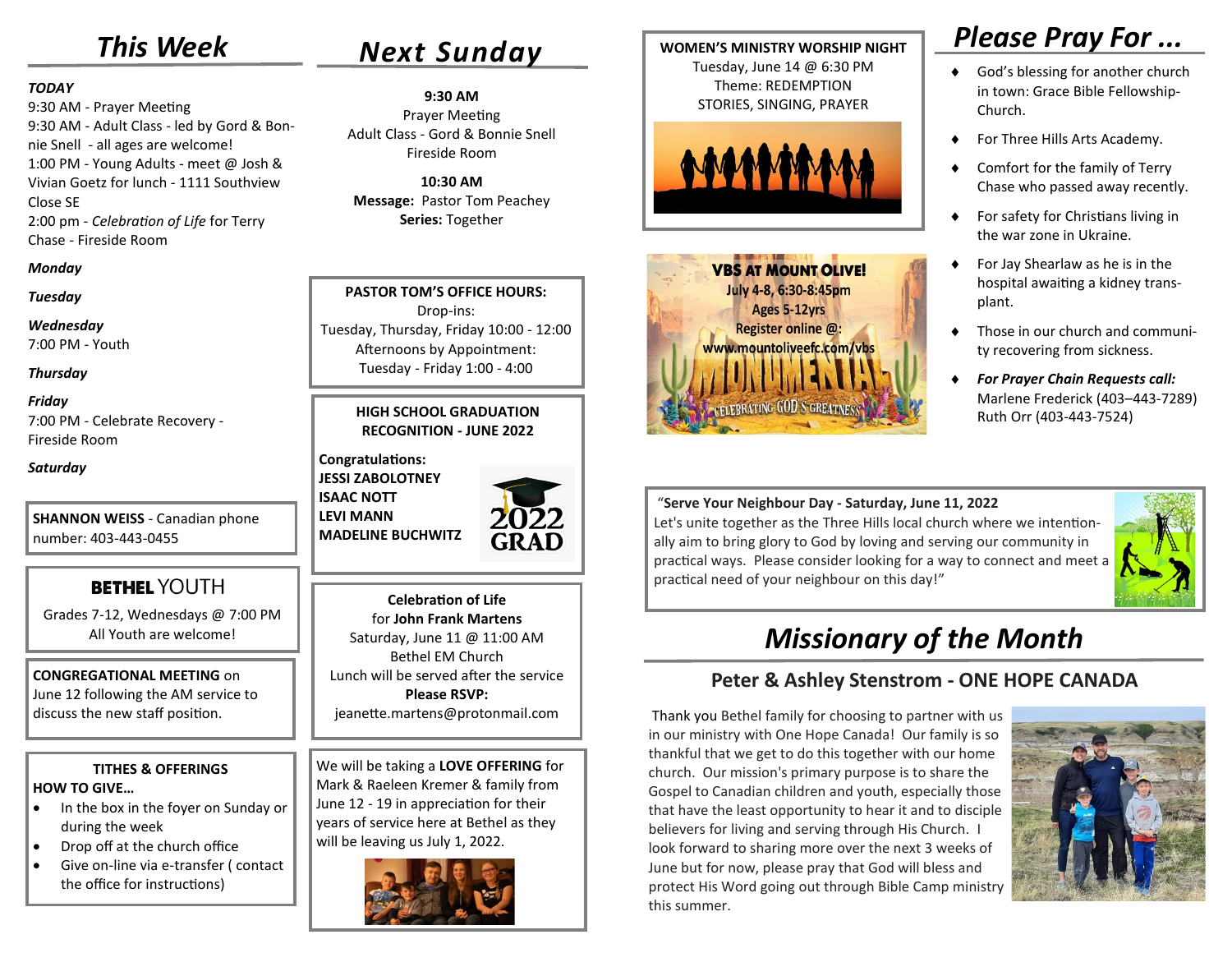# This Week

***TODAY***

9:30 AM - Prayer Meeting
9:30 AM - Adult Class - led by Gord & Bonnie Snell - all ages are welcome!
1:00 PM - Young Adults - meet @ Josh & Vivian Goetz for lunch - 1111 Southview Close SE
2:00 pm - *Celebration of Life* for Terry Chase - Fireside Room

***Monday***

***Tuesday***

***Wednesday***

7:00 PM - Youth

***Thursday***

***Friday***

7:00 PM - Celebrate Recovery - Fireside Room

***Saturday***

**SHANNON WEISS** - Canadian phone number: 403-443-0455

**BETHEL** YOUTH

Grades 7-12, Wednesdays @ 7:00 PM
All Youth are welcome!

**CONGREGATIONAL MEETING** on June 12 following the AM service to discuss the new staff position.

**TITHES & OFFERINGS**
**HOW TO GIVE…**

- In the box in the foyer on Sunday or during the week
- Drop off at the church office
- Give on-line via e-transfer ( contact the office for instructions)

# Next Sunday

**9:30 AM**
Prayer Meeting
Adult Class - Gord & Bonnie Snell
Fireside Room

**10:30 AM**
**Message:** Pastor Tom Peachey
**Series:** Together

**PASTOR TOM'S OFFICE HOURS:**
Drop-ins:
Tuesday, Thursday, Friday 10:00 - 12:00
Afternoons by Appointment:
Tuesday - Friday 1:00 - 4:00

**HIGH SCHOOL GRADUATION RECOGNITION - JUNE 2022**

**Congratulations:**
**JESSI ZABOLOTNEY**
**ISAAC NOTT**
**LEVI MANN**
**MADELINE BUCHWITZ**

2022 GRAD

**Celebration of Life**
for **John Frank Martens**
Saturday, June 11 @ 11:00 AM
Bethel EM Church
Lunch will be served after the service
**Please RSVP:**
jeanette.martens@protonmail.com

We will be taking a **LOVE OFFERING** for Mark & Raeleen Kremer & family from June 12 - 19 in appreciation for their years of service here at Bethel as they will be leaving us July 1, 2022.

**WOMEN'S MINISTRY WORSHIP NIGHT**
Tuesday, June 14 @ 6:30 PM
Theme: REDEMPTION
STORIES, SINGING, PRAYER

**VBS AT MOUNT OLIVE!**
July 4-8, 6:30-8:45pm
Ages 5-12yrs
Register online @:
www.mountoliveefc.com/vbs
MONUMENTAL
CELEBRATING GOD'S GREATNESS

# Please Pray For ...

- God's blessing for another church in town: Grace Bible Fellowship-Church.
- For Three Hills Arts Academy.
- Comfort for the family of Terry Chase who passed away recently.
- For safety for Christians living in the war zone in Ukraine.
- For Jay Shearlaw as he is in the hospital awaiting a kidney transplant.
- Those in our church and community recovering from sickness.
- ***For Prayer Chain Requests call:*** Marlene Frederick (403–443-7289) Ruth Orr (403-443-7524)

"**Serve Your Neighbour Day - Saturday, June 11, 2022**
Let's unite together as the Three Hills local church where we intentionally aim to bring glory to God by loving and serving our community in practical ways. Please consider looking for a way to connect and meet a practical need of your neighbour on this day!"

# Missionary of the Month

## Peter & Ashley Stenstrom - ONE HOPE CANADA

Thank you Bethel family for choosing to partner with us in our ministry with One Hope Canada! Our family is so thankful that we get to do this together with our home church. Our mission's primary purpose is to share the Gospel to Canadian children and youth, especially those that have the least opportunity to hear it and to disciple believers for living and serving through His Church. I look forward to sharing more over the next 3 weeks of June but for now, please pray that God will bless and protect His Word going out through Bible Camp ministry this summer.